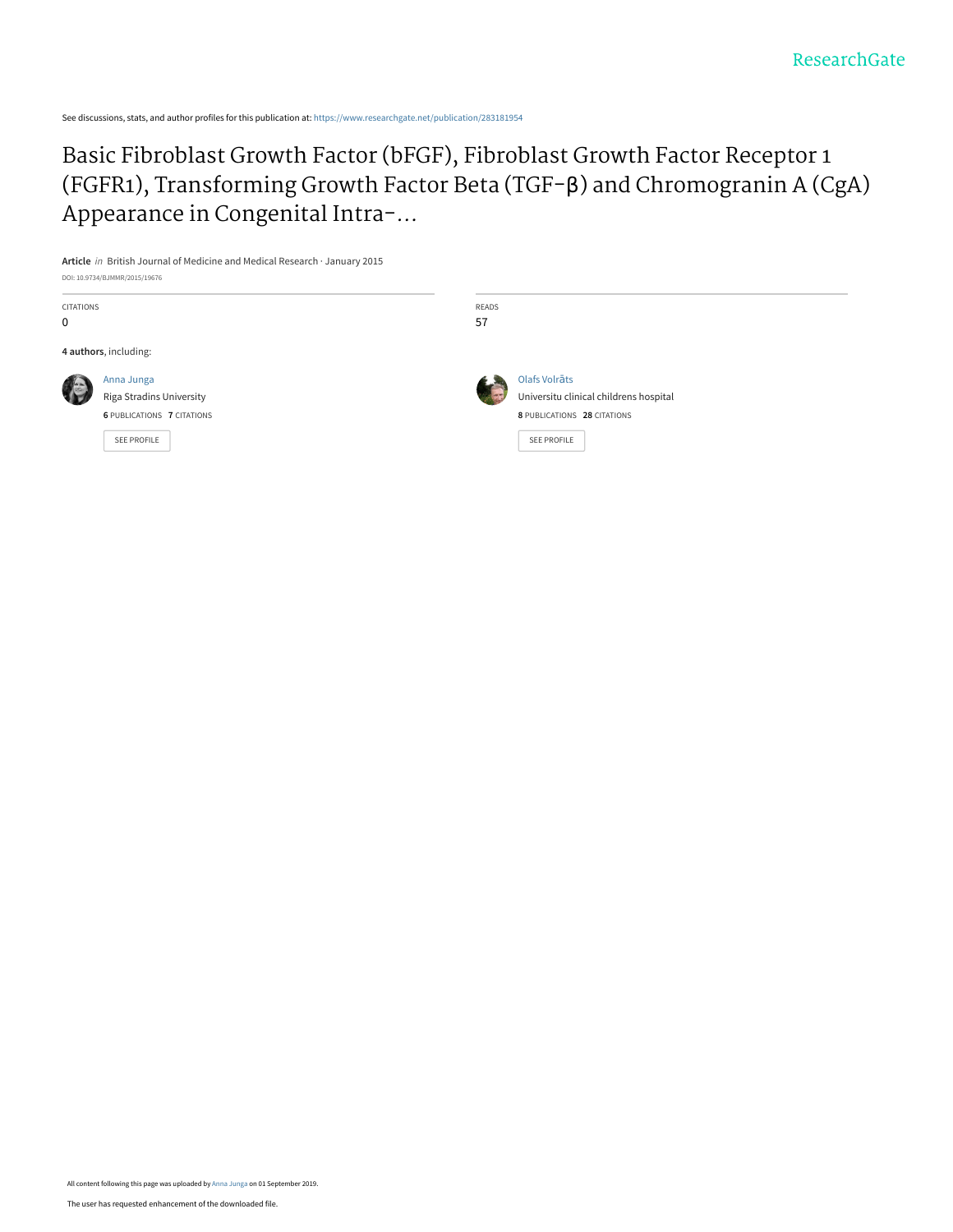ResearchGate

See discussions, stats, and author profiles for this publication at: https://www.researchgate.net/publication/283181954

# Basic Fibroblast Growth Factor (bFGF), Fibroblast Growth Factor Receptor 1 (FGFR1), Transforming Growth Factor Beta (TGF-β) and Chromogranin A (CgA) Appearance in Congenital Intra-...

**Article** *in* British Journal of Medicine and Medical Research · January 2015

DOI: 10.9734/BJMMR/2015/19676

CITATIONS
0

READS
57

**4 authors**, including:

Anna Junga
Riga Stradins University
**6** PUBLICATIONS **7** CITATIONS
SEE PROFILE

Olafs Volrāts
Universitu clinical childrens hospital
**8** PUBLICATIONS **28** CITATIONS
SEE PROFILE

All content following this page was uploaded by Anna Junga on 01 September 2019.

The user has requested enhancement of the downloaded file.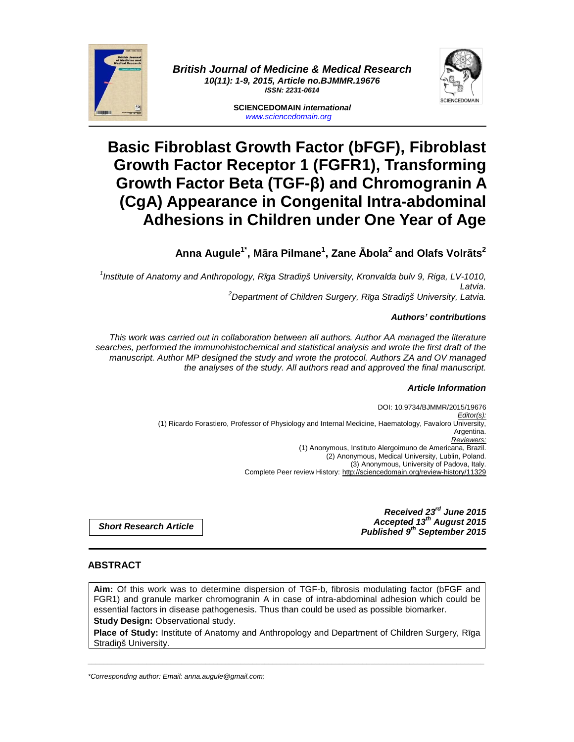# Basic Fibroblast Growth Factor (bFGF), Fibroblast Growth Factor Receptor 1 (FGFR1), Transforming Growth Factor Beta (TGF-β) and Chromogranin A (CgA) Appearance in Congenital Intra-abdominal Adhesions in Children under One Year of Age

**Anna Augule[1*], Māra Pilmane[1], Zane Ābola[2] and Olafs Volrāts[2]**

*[1]Institute of Anatomy and Anthropology, Rīga Stradiņš University, Kronvalda bulv 9, Riga, LV-1010, Latvia.*
*[2]Department of Children Surgery, Rīga Stradiņš University, Latvia.*

***Authors' contributions***

*This work was carried out in collaboration between all authors. Author AA managed the literature searches, performed the immunohistochemical and statistical analysis and wrote the first draft of the manuscript. Author MP designed the study and wrote the protocol. Authors ZA and OV managed the analyses of the study. All authors read and approved the final manuscript.*

***Article Information***

DOI: 10.9734/BJMMR/2015/19676
*Editor(s):*
(1) Ricardo Forastiero, Professor of Physiology and Internal Medicine, Haematology, Favaloro University, Argentina.
*Reviewers:*
(1) Anonymous, Instituto Alergoimuno de Americana, Brazil.
(2) Anonymous, Medical University, Lublin, Poland.
(3) Anonymous, University of Padova, Italy.
Complete Peer review History: http://sciencedomain.org/review-history/11329

***Short Research Article***

***Received 23rd June 2015***
***Accepted 13th August 2015***
***Published 9th September 2015***

## ABSTRACT

**Aim:** Of this work was to determine dispersion of TGF-b, fibrosis modulating factor (bFGF and FGR1) and granule marker chromogranin A in case of intra-abdominal adhesion which could be essential factors in disease pathogenesis. Thus than could be used as possible biomarker.

**Study Design:** Observational study.

**Place of Study:** Institute of Anatomy and Anthropology and Department of Children Surgery, Rīga Stradiņš University.

---

*\*Corresponding author: Email: anna.augule@gmail.com;*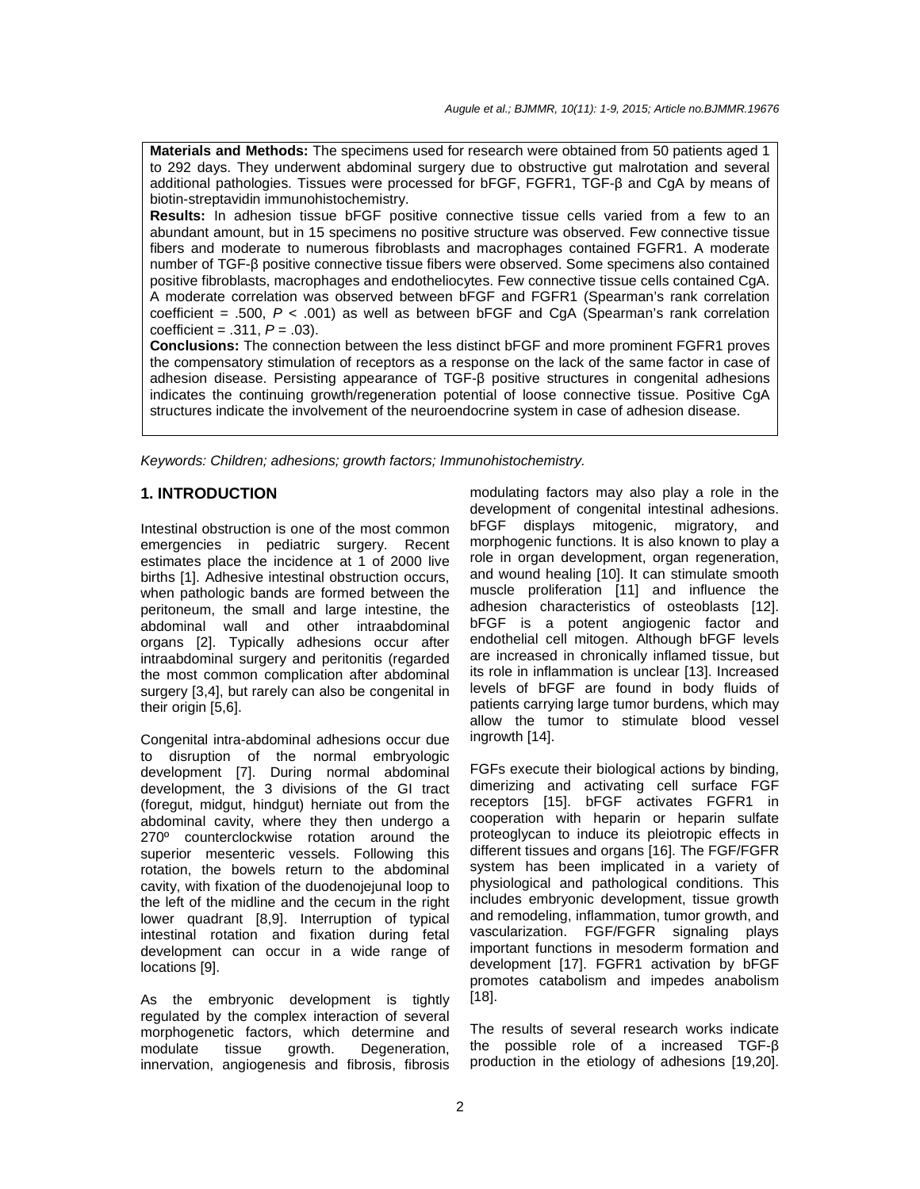**Materials and Methods:** The specimens used for research were obtained from 50 patients aged 1 to 292 days. They underwent abdominal surgery due to obstructive gut malrotation and several additional pathologies. Tissues were processed for bFGF, FGFR1, TGF-β and CgA by means of biotin-streptavidin immunohistochemistry.

**Results:** In adhesion tissue bFGF positive connective tissue cells varied from a few to an abundant amount, but in 15 specimens no positive structure was observed. Few connective tissue fibers and moderate to numerous fibroblasts and macrophages contained FGFR1. A moderate number of TGF-β positive connective tissue fibers were observed. Some specimens also contained positive fibroblasts, macrophages and endotheliocytes. Few connective tissue cells contained CgA. A moderate correlation was observed between bFGF and FGFR1 (Spearman's rank correlation coefficient = .500, $P$ < .001) as well as between bFGF and CgA (Spearman's rank correlation coefficient = .311, $P$ = .03).

**Conclusions:** The connection between the less distinct bFGF and more prominent FGFR1 proves the compensatory stimulation of receptors as a response on the lack of the same factor in case of adhesion disease. Persisting appearance of TGF-β positive structures in congenital adhesions indicates the continuing growth/regeneration potential of loose connective tissue. Positive CgA structures indicate the involvement of the neuroendocrine system in case of adhesion disease.

*Keywords: Children; adhesions; growth factors; Immunohistochemistry.*

## 1. INTRODUCTION

Intestinal obstruction is one of the most common emergencies in pediatric surgery. Recent estimates place the incidence at 1 of 2000 live births [1]. Adhesive intestinal obstruction occurs, when pathologic bands are formed between the peritoneum, the small and large intestine, the abdominal wall and other intraabdominal organs [2]. Typically adhesions occur after intraabdominal surgery and peritonitis (regarded the most common complication after abdominal surgery [3,4], but rarely can also be congenital in their origin [5,6].

Congenital intra-abdominal adhesions occur due to disruption of the normal embryologic development [7]. During normal abdominal development, the 3 divisions of the GI tract (foregut, midgut, hindgut) herniate out from the abdominal cavity, where they then undergo a 270º counterclockwise rotation around the superior mesenteric vessels. Following this rotation, the bowels return to the abdominal cavity, with fixation of the duodenojejunal loop to the left of the midline and the cecum in the right lower quadrant [8,9]. Interruption of typical intestinal rotation and fixation during fetal development can occur in a wide range of locations [9].

As the embryonic development is tightly regulated by the complex interaction of several morphogenetic factors, which determine and modulate tissue growth. Degeneration, innervation, angiogenesis and fibrosis, fibrosis modulating factors may also play a role in the development of congenital intestinal adhesions. bFGF displays mitogenic, migratory, and morphogenic functions. It is also known to play a role in organ development, organ regeneration, and wound healing [10]. It can stimulate smooth muscle proliferation [11] and influence the adhesion characteristics of osteoblasts [12]. bFGF is a potent angiogenic factor and endothelial cell mitogen. Although bFGF levels are increased in chronically inflamed tissue, but its role in inflammation is unclear [13]. Increased levels of bFGF are found in body fluids of patients carrying large tumor burdens, which may allow the tumor to stimulate blood vessel ingrowth [14].

FGFs execute their biological actions by binding, dimerizing and activating cell surface FGF receptors [15]. bFGF activates FGFR1 in cooperation with heparin or heparin sulfate proteoglycan to induce its pleiotropic effects in different tissues and organs [16]. The FGF/FGFR system has been implicated in a variety of physiological and pathological conditions. This includes embryonic development, tissue growth and remodeling, inflammation, tumor growth, and vascularization. FGF/FGFR signaling plays important functions in mesoderm formation and development [17]. FGFR1 activation by bFGF promotes catabolism and impedes anabolism [18].

The results of several research works indicate the possible role of a increased TGF-β production in the etiology of adhesions [19,20].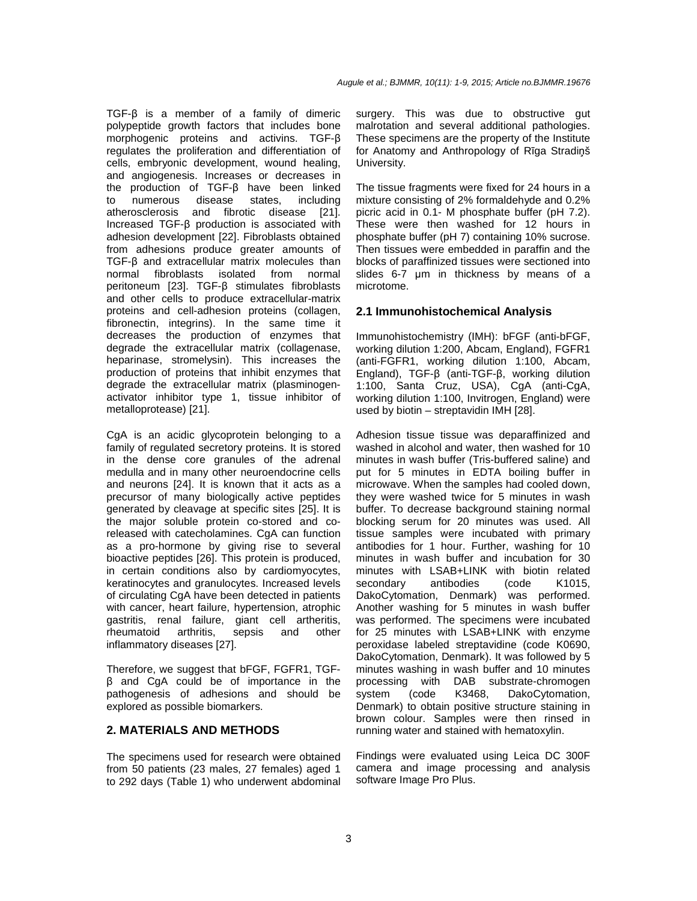TGF-β is a member of a family of dimeric polypeptide growth factors that includes bone morphogenic proteins and activins. TGF-β regulates the proliferation and differentiation of cells, embryonic development, wound healing, and angiogenesis. Increases or decreases in the production of TGF-β have been linked to numerous disease states, including atherosclerosis and fibrotic disease [21]. Increased TGF-β production is associated with adhesion development [22]. Fibroblasts obtained from adhesions produce greater amounts of TGF-β and extracellular matrix molecules than normal fibroblasts isolated from normal peritoneum [23]. TGF-β stimulates fibroblasts and other cells to produce extracellular-matrix proteins and cell-adhesion proteins (collagen, fibronectin, integrins). In the same time it decreases the production of enzymes that degrade the extracellular matrix (collagenase, heparinase, stromelysin). This increases the production of proteins that inhibit enzymes that degrade the extracellular matrix (plasminogen-activator inhibitor type 1, tissue inhibitor of metalloprotease) [21].

CgA is an acidic glycoprotein belonging to a family of regulated secretory proteins. It is stored in the dense core granules of the adrenal medulla and in many other neuroendocrine cells and neurons [24]. It is known that it acts as a precursor of many biologically active peptides generated by cleavage at specific sites [25]. It is the major soluble protein co-stored and co-released with catecholamines. CgA can function as a pro-hormone by giving rise to several bioactive peptides [26]. This protein is produced, in certain conditions also by cardiomyocytes, keratinocytes and granulocytes. Increased levels of circulating CgA have been detected in patients with cancer, heart failure, hypertension, atrophic gastritis, renal failure, giant cell artheritis, rheumatoid arthritis, sepsis and other inflammatory diseases [27].

Therefore, we suggest that bFGF, FGFR1, TGF-β and CgA could be of importance in the pathogenesis of adhesions and should be explored as possible biomarkers.

## 2. MATERIALS AND METHODS

The specimens used for research were obtained from 50 patients (23 males, 27 females) aged 1 to 292 days (Table 1) who underwent abdominal surgery. This was due to obstructive gut malrotation and several additional pathologies. These specimens are the property of the Institute for Anatomy and Anthropology of Rīga Stradiņš University.

The tissue fragments were fixed for 24 hours in a mixture consisting of 2% formaldehyde and 0.2% picric acid in 0.1- M phosphate buffer (pH 7.2). These were then washed for 12 hours in phosphate buffer (pH 7) containing 10% sucrose. Then tissues were embedded in paraffin and the blocks of paraffinized tissues were sectioned into slides 6-7 μm in thickness by means of a microtome.

### 2.1 Immunohistochemical Analysis

Immunohistochemistry (IMH): bFGF (anti-bFGF, working dilution 1:200, Abcam, England), FGFR1 (anti-FGFR1, working dilution 1:100, Abcam, England), TGF-β (anti-TGF-β, working dilution 1:100, Santa Cruz, USA), CgA (anti-CgA, working dilution 1:100, Invitrogen, England) were used by biotin – streptavidin IMH [28].

Adhesion tissue tissue was deparaffinized and washed in alcohol and water, then washed for 10 minutes in wash buffer (Tris-buffered saline) and put for 5 minutes in EDTA boiling buffer in microwave. When the samples had cooled down, they were washed twice for 5 minutes in wash buffer. To decrease background staining normal blocking serum for 20 minutes was used. All tissue samples were incubated with primary antibodies for 1 hour. Further, washing for 10 minutes in wash buffer and incubation for 30 minutes with LSAB+LINK with biotin related secondary antibodies (code K1015, DakoCytomation, Denmark) was performed. Another washing for 5 minutes in wash buffer was performed. The specimens were incubated for 25 minutes with LSAB+LINK with enzyme peroxidase labeled streptavidine (code K0690, DakoCytomation, Denmark). It was followed by 5 minutes washing in wash buffer and 10 minutes processing with DAB substrate-chromogen system (code K3468, DakoCytomation, Denmark) to obtain positive structure staining in brown colour. Samples were then rinsed in running water and stained with hematoxylin.

Findings were evaluated using Leica DC 300F camera and image processing and analysis software Image Pro Plus.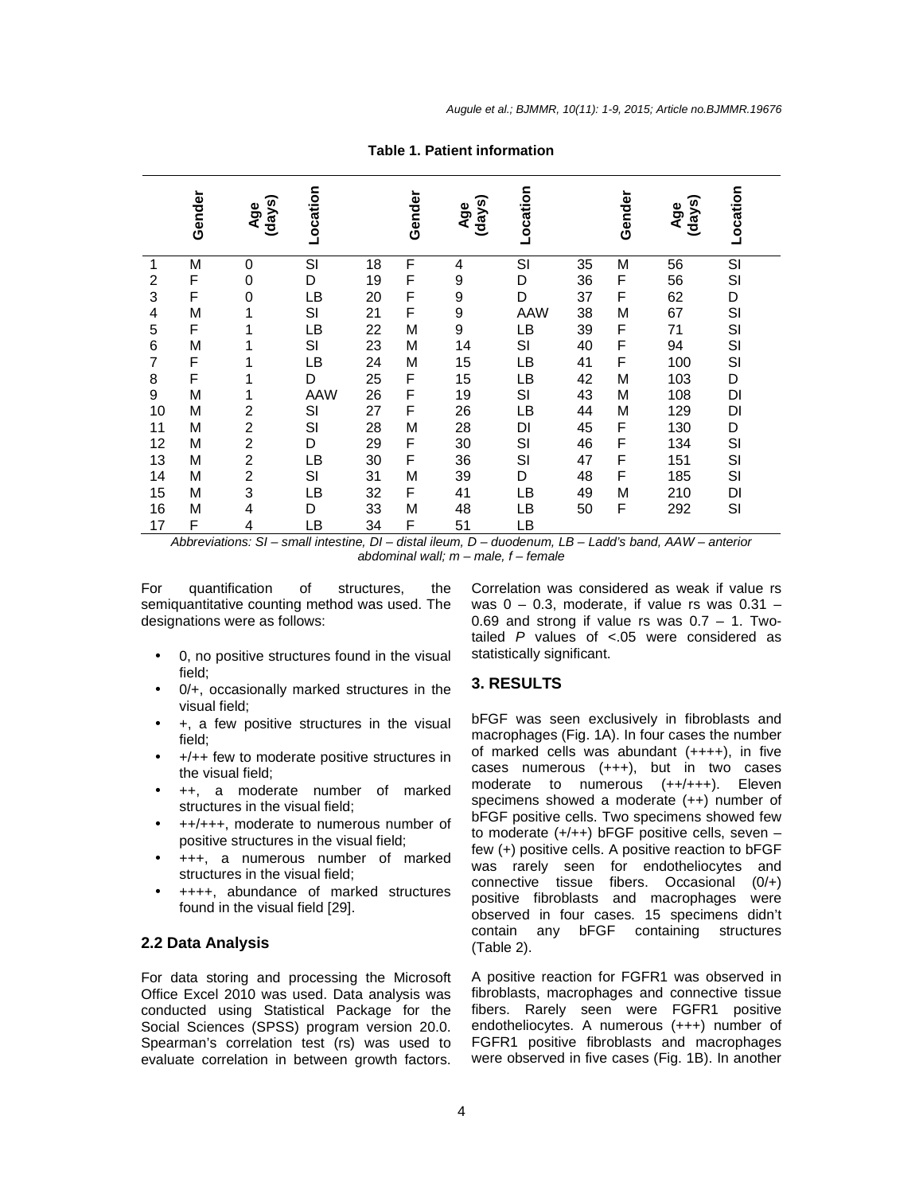**Table 1. Patient information**

| | Gender | Age (days) | Location | | Gender | Age (days) | Location | | Gender | Age (days) | Location |
|---|---|---|---|---|---|---|---|---|---|---|---|
| 1 | M | 0 | SI | 18 | F | 4 | SI | 35 | M | 56 | SI |
| 2 | F | 0 | D | 19 | F | 9 | D | 36 | F | 56 | SI |
| 3 | F | 0 | LB | 20 | F | 9 | D | 37 | F | 62 | D |
| 4 | M | 1 | SI | 21 | F | 9 | AAW | 38 | M | 67 | SI |
| 5 | F | 1 | LB | 22 | M | 9 | LB | 39 | F | 71 | SI |
| 6 | M | 1 | SI | 23 | M | 14 | SI | 40 | F | 94 | SI |
| 7 | F | 1 | LB | 24 | M | 15 | LB | 41 | F | 100 | SI |
| 8 | F | 1 | D | 25 | F | 15 | LB | 42 | M | 103 | D |
| 9 | M | 1 | AAW | 26 | F | 19 | SI | 43 | M | 108 | DI |
| 10 | M | 2 | SI | 27 | F | 26 | LB | 44 | M | 129 | DI |
| 11 | M | 2 | SI | 28 | M | 28 | DI | 45 | F | 130 | D |
| 12 | M | 2 | D | 29 | F | 30 | SI | 46 | F | 134 | SI |
| 13 | M | 2 | LB | 30 | F | 36 | SI | 47 | F | 151 | SI |
| 14 | M | 2 | SI | 31 | M | 39 | D | 48 | F | 185 | SI |
| 15 | M | 3 | LB | 32 | F | 41 | LB | 49 | M | 210 | DI |
| 16 | M | 4 | D | 33 | M | 48 | LB | 50 | F | 292 | SI |
| 17 | F | 4 | LB | 34 | F | 51 | LB | | | | |

*Abbreviations: SI – small intestine, DI – distal ileum, D – duodenum, LB – Ladd's band, AAW – anterior abdominal wall; m – male, f – female*

For quantification of structures, the semiquantitative counting method was used. The designations were as follows:

- 0, no positive structures found in the visual field;
- 0/+, occasionally marked structures in the visual field;
- +, a few positive structures in the visual field;
- +/++ few to moderate positive structures in the visual field;
- ++, a moderate number of marked structures in the visual field;
- ++/+++, moderate to numerous number of positive structures in the visual field;
- +++, a numerous number of marked structures in the visual field;
- ++++, abundance of marked structures found in the visual field [29].

### 2.2 Data Analysis

For data storing and processing the Microsoft Office Excel 2010 was used. Data analysis was conducted using Statistical Package for the Social Sciences (SPSS) program version 20.0. Spearman's correlation test (rs) was used to evaluate correlation in between growth factors. Correlation was considered as weak if value rs was 0 – 0.3, moderate, if value rs was 0.31 – 0.69 and strong if value rs was 0.7 – 1. Two-tailed *P* values of <.05 were considered as statistically significant.

## 3. RESULTS

bFGF was seen exclusively in fibroblasts and macrophages (Fig. 1A). In four cases the number of marked cells was abundant (++++), in five cases numerous (+++), but in two cases moderate to numerous (++/+++). Eleven specimens showed a moderate (++) number of bFGF positive cells. Two specimens showed few to moderate (+/++) bFGF positive cells, seven – few (+) positive cells. A positive reaction to bFGF was rarely seen for endotheliocytes and connective tissue fibers. Occasional (0/+) positive fibroblasts and macrophages were observed in four cases. 15 specimens didn't contain any bFGF containing structures (Table 2).

A positive reaction for FGFR1 was observed in fibroblasts, macrophages and connective tissue fibers. Rarely seen were FGFR1 positive endotheliocytes. A numerous (+++) number of FGFR1 positive fibroblasts and macrophages were observed in five cases (Fig. 1B). In another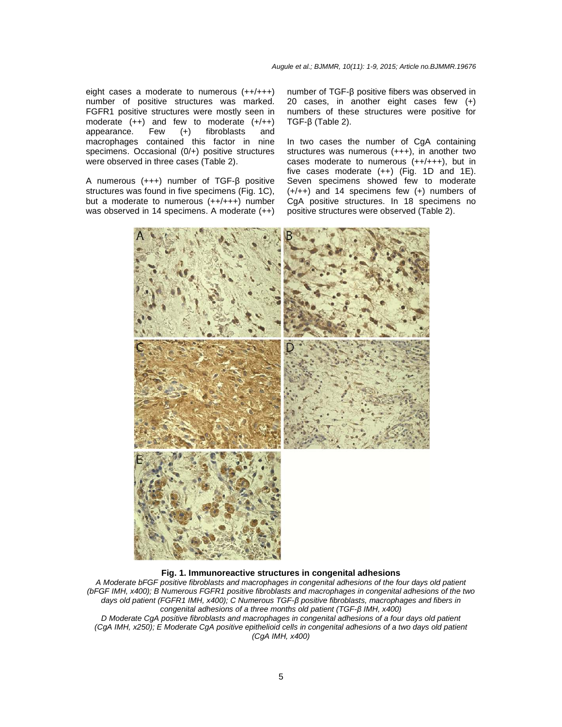eight cases a moderate to numerous (++/+++) number of positive structures was marked. FGFR1 positive structures were mostly seen in moderate (++) and few to moderate (+/++) appearance. Few (+) fibroblasts and macrophages contained this factor in nine specimens. Occasional (0/+) positive structures were observed in three cases (Table 2).

A numerous (+++) number of TGF-β positive structures was found in five specimens (Fig. 1C), but a moderate to numerous (++/+++) number was observed in 14 specimens. A moderate (++) number of TGF-β positive fibers was observed in 20 cases, in another eight cases few (+) numbers of these structures were positive for TGF-β (Table 2).

In two cases the number of CgA containing structures was numerous (+++), in another two cases moderate to numerous (++/+++), but in five cases moderate (++) (Fig. 1D and 1E). Seven specimens showed few to moderate (+/++) and 14 specimens few (+) numbers of CgA positive structures. In 18 specimens no positive structures were observed (Table 2).

**Fig. 1. Immunoreactive structures in congenital adhesions**

*A Moderate bFGF positive fibroblasts and macrophages in congenital adhesions of the four days old patient (bFGF IMH, x400); B Numerous FGFR1 positive fibroblasts and macrophages in congenital adhesions of the two days old patient (FGFR1 IMH, x400); C Numerous TGF-β positive fibroblasts, macrophages and fibers in congenital adhesions of a three months old patient (TGF-β IMH, x400)*
*D Moderate CgA positive fibroblasts and macrophages in congenital adhesions of a four days old patient (CgA IMH, x250); E Moderate CgA positive epithelioid cells in congenital adhesions of a two days old patient (CgA IMH, x400)*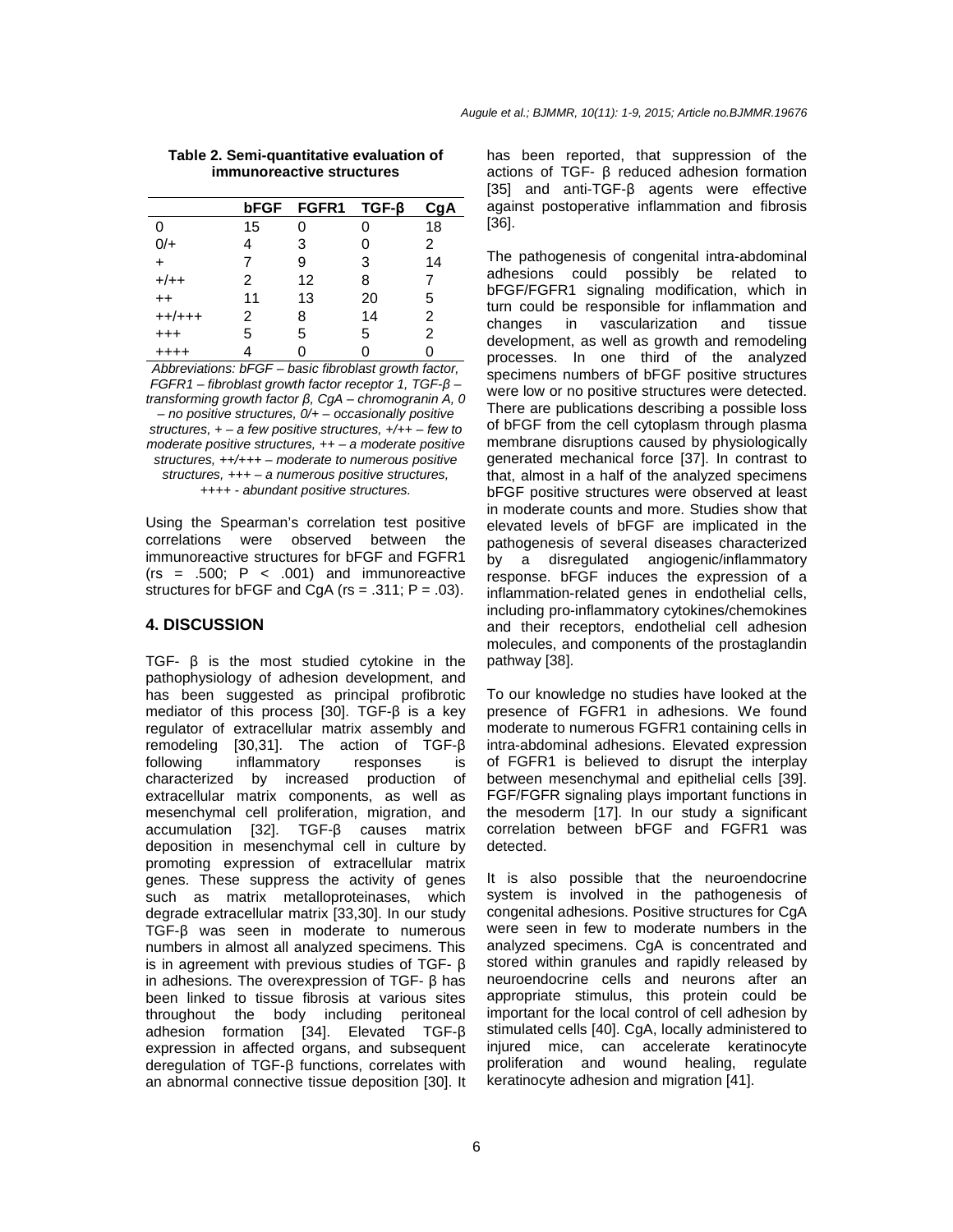**Table 2. Semi-quantitative evaluation of immunoreactive structures**

| | bFGF | FGFR1 | TGF-β | CgA |
|---|---|---|---|---|
| 0 | 15 | 0 | 0 | 18 |
| 0/+ | 4 | 3 | 0 | 2 |
| + | 7 | 9 | 3 | 14 |
| +/++ | 2 | 12 | 8 | 7 |
| ++ | 11 | 13 | 20 | 5 |
| ++/+++ | 2 | 8 | 14 | 2 |
| +++ | 5 | 5 | 5 | 2 |
| ++++ | 4 | 0 | 0 | 0 |

*Abbreviations: bFGF – basic fibroblast growth factor, FGFR1 – fibroblast growth factor receptor 1, TGF-β – transforming growth factor β, CgA – chromogranin A, 0 – no positive structures, 0/+ – occasionally positive structures, + – a few positive structures, +/++ – few to moderate positive structures, ++ – a moderate positive structures, ++/+++ – moderate to numerous positive structures, +++ – a numerous positive structures, ++++ - abundant positive structures.*

Using the Spearman's correlation test positive correlations were observed between the immunoreactive structures for bFGF and FGFR1 ($r_s$ = .500; $P$ < .001) and immunoreactive structures for bFGF and CgA ($r_s$ = .311; $P$ = .03).

## 4. DISCUSSION

TGF- β is the most studied cytokine in the pathophysiology of adhesion development, and has been suggested as principal profibrotic mediator of this process [30]. TGF-β is a key regulator of extracellular matrix assembly and remodeling [30,31]. The action of TGF-β following inflammatory responses is characterized by increased production of extracellular matrix components, as well as mesenchymal cell proliferation, migration, and accumulation [32]. TGF-β causes matrix deposition in mesenchymal cell in culture by promoting expression of extracellular matrix genes. These suppress the activity of genes such as matrix metalloproteinases, which degrade extracellular matrix [33,30]. In our study TGF-β was seen in moderate to numerous numbers in almost all analyzed specimens. This is in agreement with previous studies of TGF- β in adhesions. The overexpression of TGF- β has been linked to tissue fibrosis at various sites throughout the body including peritoneal adhesion formation [34]. Elevated TGF-β expression in affected organs, and subsequent deregulation of TGF-β functions, correlates with an abnormal connective tissue deposition [30]. It has been reported, that suppression of the actions of TGF- β reduced adhesion formation [35] and anti-TGF-β agents were effective against postoperative inflammation and fibrosis [36].

The pathogenesis of congenital intra-abdominal adhesions could possibly be related to bFGF/FGFR1 signaling modification, which in turn could be responsible for inflammation and changes in vascularization and tissue development, as well as growth and remodeling processes. In one third of the analyzed specimens numbers of bFGF positive structures were low or no positive structures were detected. There are publications describing a possible loss of bFGF from the cell cytoplasm through plasma membrane disruptions caused by physiologically generated mechanical force [37]. In contrast to that, almost in a half of the analyzed specimens bFGF positive structures were observed at least in moderate counts and more. Studies show that elevated levels of bFGF are implicated in the pathogenesis of several diseases characterized by a disregulated angiogenic/inflammatory response. bFGF induces the expression of a inflammation-related genes in endothelial cells, including pro-inflammatory cytokines/chemokines and their receptors, endothelial cell adhesion molecules, and components of the prostaglandin pathway [38].

To our knowledge no studies have looked at the presence of FGFR1 in adhesions. We found moderate to numerous FGFR1 containing cells in intra-abdominal adhesions. Elevated expression of FGFR1 is believed to disrupt the interplay between mesenchymal and epithelial cells [39]. FGF/FGFR signaling plays important functions in the mesoderm [17]. In our study a significant correlation between bFGF and FGFR1 was detected.

It is also possible that the neuroendocrine system is involved in the pathogenesis of congenital adhesions. Positive structures for CgA were seen in few to moderate numbers in the analyzed specimens. CgA is concentrated and stored within granules and rapidly released by neuroendocrine cells and neurons after an appropriate stimulus, this protein could be important for the local control of cell adhesion by stimulated cells [40]. CgA, locally administered to injured mice, can accelerate keratinocyte proliferation and wound healing, regulate keratinocyte adhesion and migration [41].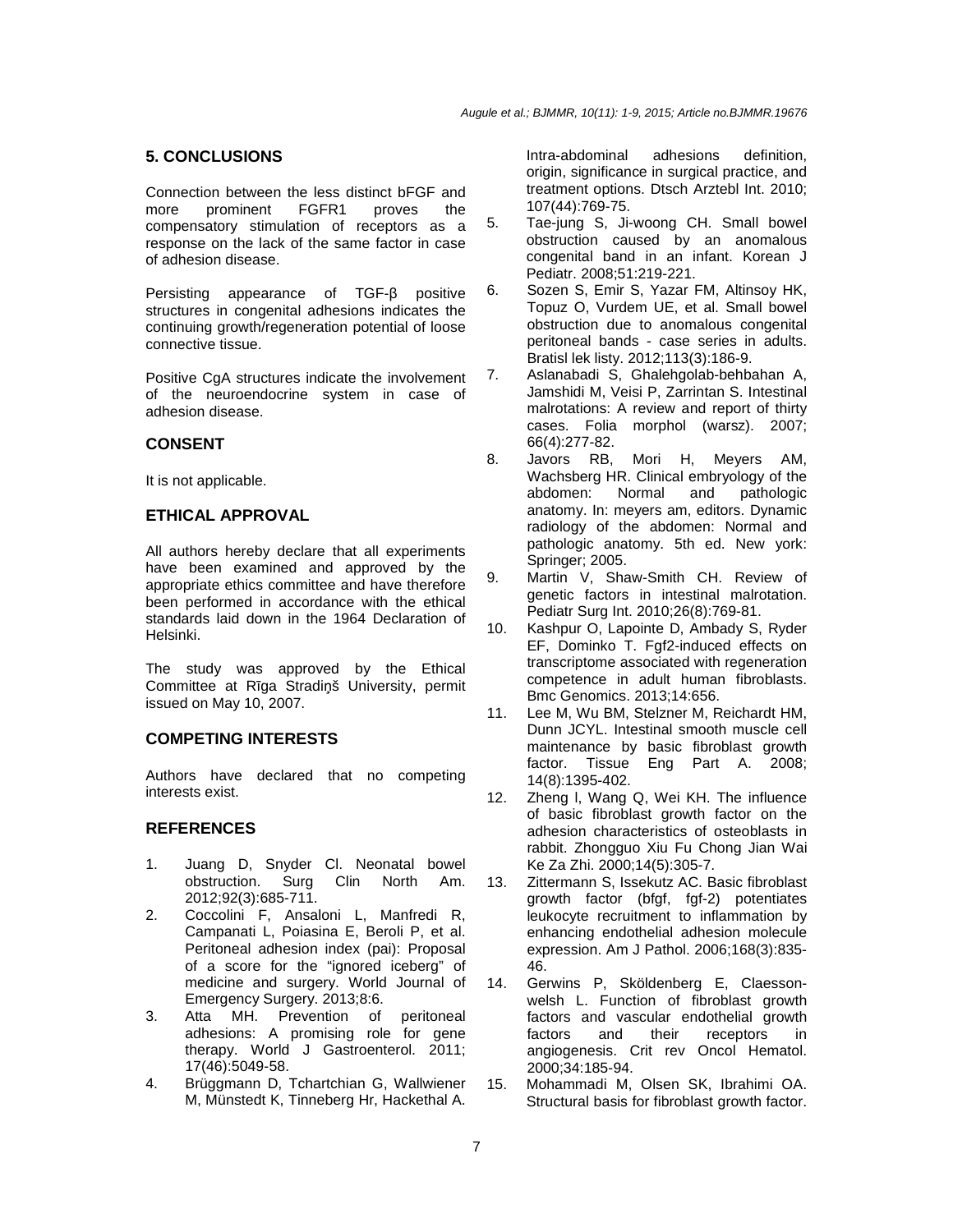## 5. CONCLUSIONS

Connection between the less distinct bFGF and more prominent FGFR1 proves the compensatory stimulation of receptors as a response on the lack of the same factor in case of adhesion disease.

Persisting appearance of TGF-β positive structures in congenital adhesions indicates the continuing growth/regeneration potential of loose connective tissue.

Positive CgA structures indicate the involvement of the neuroendocrine system in case of adhesion disease.

## CONSENT

It is not applicable.

## ETHICAL APPROVAL

All authors hereby declare that all experiments have been examined and approved by the appropriate ethics committee and have therefore been performed in accordance with the ethical standards laid down in the 1964 Declaration of Helsinki.

The study was approved by the Ethical Committee at Rīga Stradiņš University, permit issued on May 10, 2007.

## COMPETING INTERESTS

Authors have declared that no competing interests exist.

## REFERENCES

1. Juang D, Snyder Cl. Neonatal bowel obstruction. Surg Clin North Am. 2012;92(3):685-711.
2. Coccolini F, Ansaloni L, Manfredi R, Campanati L, Poiasina E, Beroli P, et al. Peritoneal adhesion index (pai): Proposal of a score for the "ignored iceberg" of medicine and surgery. World Journal of Emergency Surgery. 2013;8:6.
3. Atta MH. Prevention of peritoneal adhesions: A promising role for gene therapy. World J Gastroenterol. 2011; 17(46):5049-58.
4. Brüggmann D, Tchartchian G, Wallwiener M, Münstedt K, Tinneberg Hr, Hackethal A. Intra-abdominal adhesions definition, origin, significance in surgical practice, and treatment options. Dtsch Arztebl Int. 2010; 107(44):769-75.
5. Tae-jung S, Ji-woong CH. Small bowel obstruction caused by an anomalous congenital band in an infant. Korean J Pediatr. 2008;51:219-221.
6. Sozen S, Emir S, Yazar FM, Altinsoy HK, Topuz O, Vurdem UE, et al. Small bowel obstruction due to anomalous congenital peritoneal bands - case series in adults. Bratisl lek listy. 2012;113(3):186-9.
7. Aslanabadi S, Ghalehgolab-behbahan A, Jamshidi M, Veisi P, Zarrintan S. Intestinal malrotations: A review and report of thirty cases. Folia morphol (warsz). 2007; 66(4):277-82.
8. Javors RB, Mori H, Meyers AM, Wachsberg HR. Clinical embryology of the abdomen: Normal and pathologic anatomy. In: meyers am, editors. Dynamic radiology of the abdomen: Normal and pathologic anatomy. 5th ed. New york: Springer; 2005.
9. Martin V, Shaw-Smith CH. Review of genetic factors in intestinal malrotation. Pediatr Surg Int. 2010;26(8):769-81.
10. Kashpur O, Lapointe D, Ambady S, Ryder EF, Dominko T. Fgf2-induced effects on transcriptome associated with regeneration competence in adult human fibroblasts. Bmc Genomics. 2013;14:656.
11. Lee M, Wu BM, Stelzner M, Reichardt HM, Dunn JCYL. Intestinal smooth muscle cell maintenance by basic fibroblast growth factor. Tissue Eng Part A. 2008; 14(8):1395-402.
12. Zheng l, Wang Q, Wei KH. The influence of basic fibroblast growth factor on the adhesion characteristics of osteoblasts in rabbit. Zhongguo Xiu Fu Chong Jian Wai Ke Za Zhi. 2000;14(5):305-7.
13. Zittermann S, Issekutz AC. Basic fibroblast growth factor (bfgf, fgf-2) potentiates leukocyte recruitment to inflammation by enhancing endothelial adhesion molecule expression. Am J Pathol. 2006;168(3):835-46.
14. Gerwins P, Sköldenberg E, Claesson-welsh L. Function of fibroblast growth factors and vascular endothelial growth factors and their receptors in angiogenesis. Crit rev Oncol Hematol. 2000;34:185-94.
15. Mohammadi M, Olsen SK, Ibrahimi OA. Structural basis for fibroblast growth factor.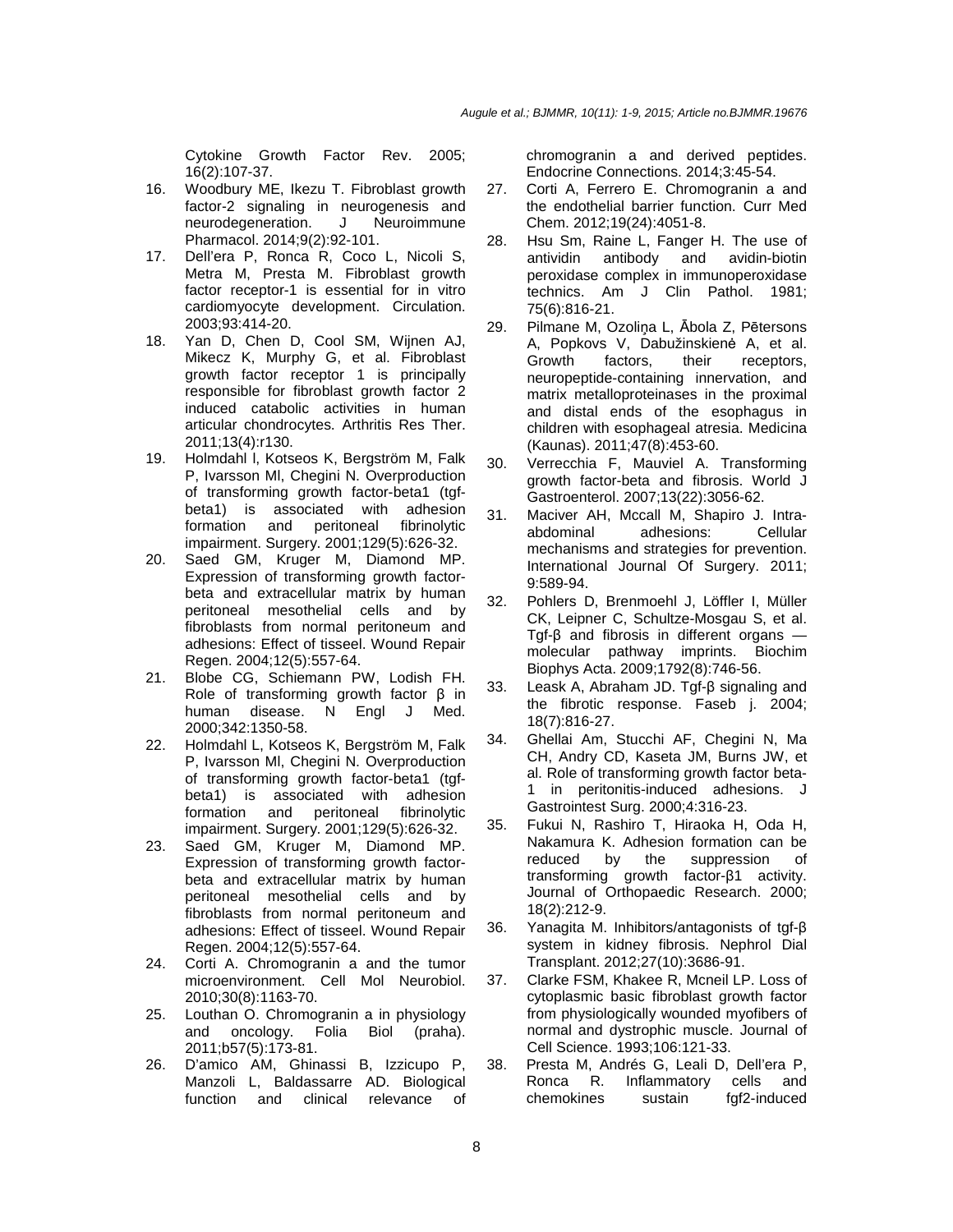Cytokine Growth Factor Rev. 2005; 16(2):107-37.

16. Woodbury ME, Ikezu T. Fibroblast growth factor-2 signaling in neurogenesis and neurodegeneration. J Neuroimmune Pharmacol. 2014;9(2):92-101.
17. Dell'era P, Ronca R, Coco L, Nicoli S, Metra M, Presta M. Fibroblast growth factor receptor-1 is essential for in vitro cardiomyocyte development. Circulation. 2003;93:414-20.
18. Yan D, Chen D, Cool SM, Wijnen AJ, Mikecz K, Murphy G, et al. Fibroblast growth factor receptor 1 is principally responsible for fibroblast growth factor 2 induced catabolic activities in human articular chondrocytes. Arthritis Res Ther. 2011;13(4):r130.
19. Holmdahl l, Kotseos K, Bergström M, Falk P, Ivarsson Ml, Chegini N. Overproduction of transforming growth factor-beta1 (tgf-beta1) is associated with adhesion formation and peritoneal fibrinolytic impairment. Surgery. 2001;129(5):626-32.
20. Saed GM, Kruger M, Diamond MP. Expression of transforming growth factor-beta and extracellular matrix by human peritoneal mesothelial cells and by fibroblasts from normal peritoneum and adhesions: Effect of tisseel. Wound Repair Regen. 2004;12(5):557-64.
21. Blobe CG, Schiemann PW, Lodish FH. Role of transforming growth factor β in human disease. N Engl J Med. 2000;342:1350-58.
22. Holmdahl L, Kotseos K, Bergström M, Falk P, Ivarsson Ml, Chegini N. Overproduction of transforming growth factor-beta1 (tgf-beta1) is associated with adhesion formation and peritoneal fibrinolytic impairment. Surgery. 2001;129(5):626-32.
23. Saed GM, Kruger M, Diamond MP. Expression of transforming growth factor-beta and extracellular matrix by human peritoneal mesothelial cells and by fibroblasts from normal peritoneum and adhesions: Effect of tisseel. Wound Repair Regen. 2004;12(5):557-64.
24. Corti A. Chromogranin a and the tumor microenvironment. Cell Mol Neurobiol. 2010;30(8):1163-70.
25. Louthan O. Chromogranin a in physiology and oncology. Folia Biol (praha). 2011;b57(5):173-81.
26. D'amico AM, Ghinassi B, Izzicupo P, Manzoli L, Baldassarre AD. Biological function and clinical relevance of chromogranin a and derived peptides. Endocrine Connections. 2014;3:45-54.
27. Corti A, Ferrero E. Chromogranin a and the endothelial barrier function. Curr Med Chem. 2012;19(24):4051-8.
28. Hsu Sm, Raine L, Fanger H. The use of antividin antibody and avidin-biotin peroxidase complex in immunoperoxidase technics. Am J Clin Pathol. 1981; 75(6):816-21.
29. Pilmane M, Ozoliņa L, Ābola Z, Pētersons A, Popkovs V, Dabužinskienė A, et al. Growth factors, their receptors, neuropeptide-containing innervation, and matrix metalloproteinases in the proximal and distal ends of the esophagus in children with esophageal atresia. Medicina (Kaunas). 2011;47(8):453-60.
30. Verrecchia F, Mauviel A. Transforming growth factor-beta and fibrosis. World J Gastroenterol. 2007;13(22):3056-62.
31. Maciver AH, Mccall M, Shapiro J. Intra-abdominal adhesions: Cellular mechanisms and strategies for prevention. International Journal Of Surgery. 2011; 9:589-94.
32. Pohlers D, Brenmoehl J, Löffler I, Müller CK, Leipner C, Schultze-Mosgau S, et al. Tgf-β and fibrosis in different organs — molecular pathway imprints. Biochim Biophys Acta. 2009;1792(8):746-56.
33. Leask A, Abraham JD. Tgf-β signaling and the fibrotic response. Faseb j. 2004; 18(7):816-27.
34. Ghellai Am, Stucchi AF, Chegini N, Ma CH, Andry CD, Kaseta JM, Burns JW, et al. Role of transforming growth factor beta-1 in peritonitis-induced adhesions. J Gastrointest Surg. 2000;4:316-23.
35. Fukui N, Rashiro T, Hiraoka H, Oda H, Nakamura K. Adhesion formation can be reduced by the suppression of transforming growth factor-β1 activity. Journal of Orthopaedic Research. 2000; 18(2):212-9.
36. Yanagita M. Inhibitors/antagonists of tgf-β system in kidney fibrosis. Nephrol Dial Transplant. 2012;27(10):3686-91.
37. Clarke FSM, Khakee R, Mcneil LP. Loss of cytoplasmic basic fibroblast growth factor from physiologically wounded myofibers of normal and dystrophic muscle. Journal of Cell Science. 1993;106:121-33.
38. Presta M, Andrés G, Leali D, Dell'era P, Ronca R. Inflammatory cells and chemokines sustain fgf2-induced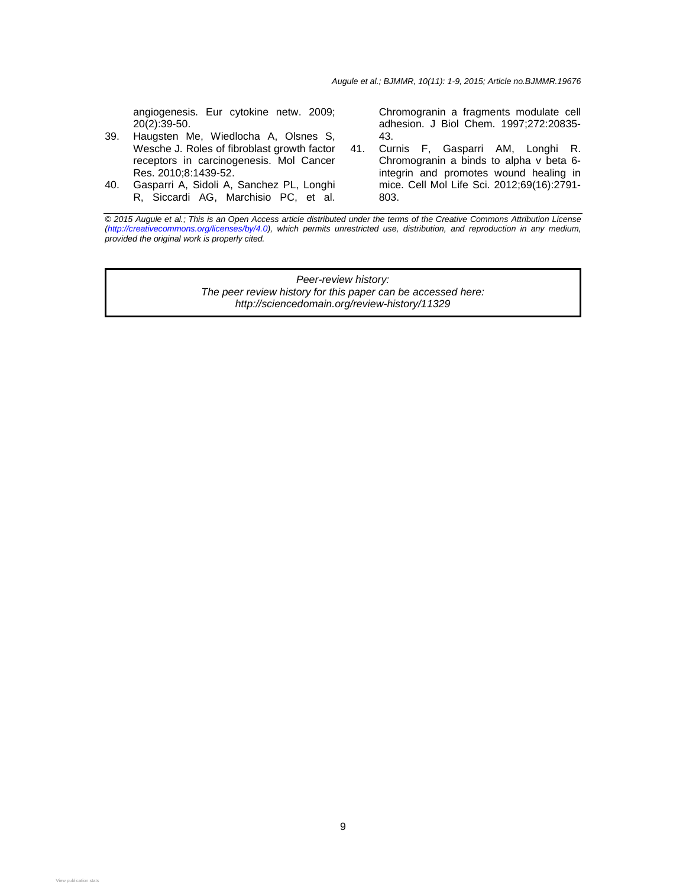angiogenesis. Eur cytokine netw. 2009; 20(2):39-50.

39. Haugsten Me, Wiedlocha A, Olsnes S, Wesche J. Roles of fibroblast growth factor receptors in carcinogenesis. Mol Cancer Res. 2010;8:1439-52.
40. Gasparri A, Sidoli A, Sanchez PL, Longhi R, Siccardi AG, Marchisio PC, et al. Chromogranin a fragments modulate cell adhesion. J Biol Chem. 1997;272:20835-43.
41. Curnis F, Gasparri AM, Longhi R. Chromogranin a binds to alpha v beta 6-integrin and promotes wound healing in mice. Cell Mol Life Sci. 2012;69(16):2791-803.

---

*© 2015 Augule et al.; This is an Open Access article distributed under the terms of the Creative Commons Attribution License (http://creativecommons.org/licenses/by/4.0), which permits unrestricted use, distribution, and reproduction in any medium, provided the original work is properly cited.*

*Peer-review history:*
*The peer review history for this paper can be accessed here:*
*http://sciencedomain.org/review-history/11329*